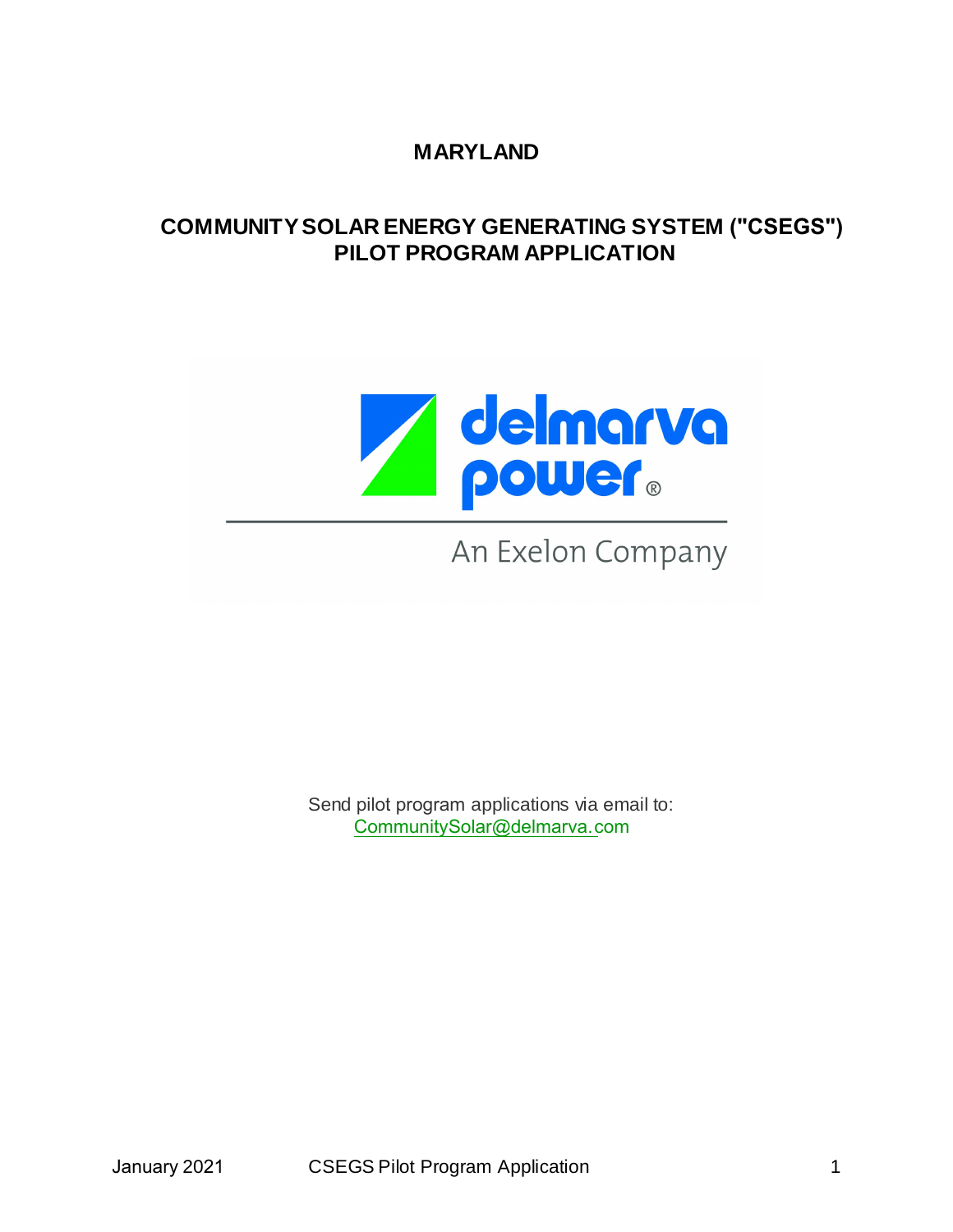# MARYLAND

## COMMUNITY SOLAR ENERGY GENERATING SYSTEM ("CSEGS") PILOT PROGRAM APPLICATION

delmarva power®

An Exelon Company

Send pilot program applications via email to:
CommunitySolar@delmarva.com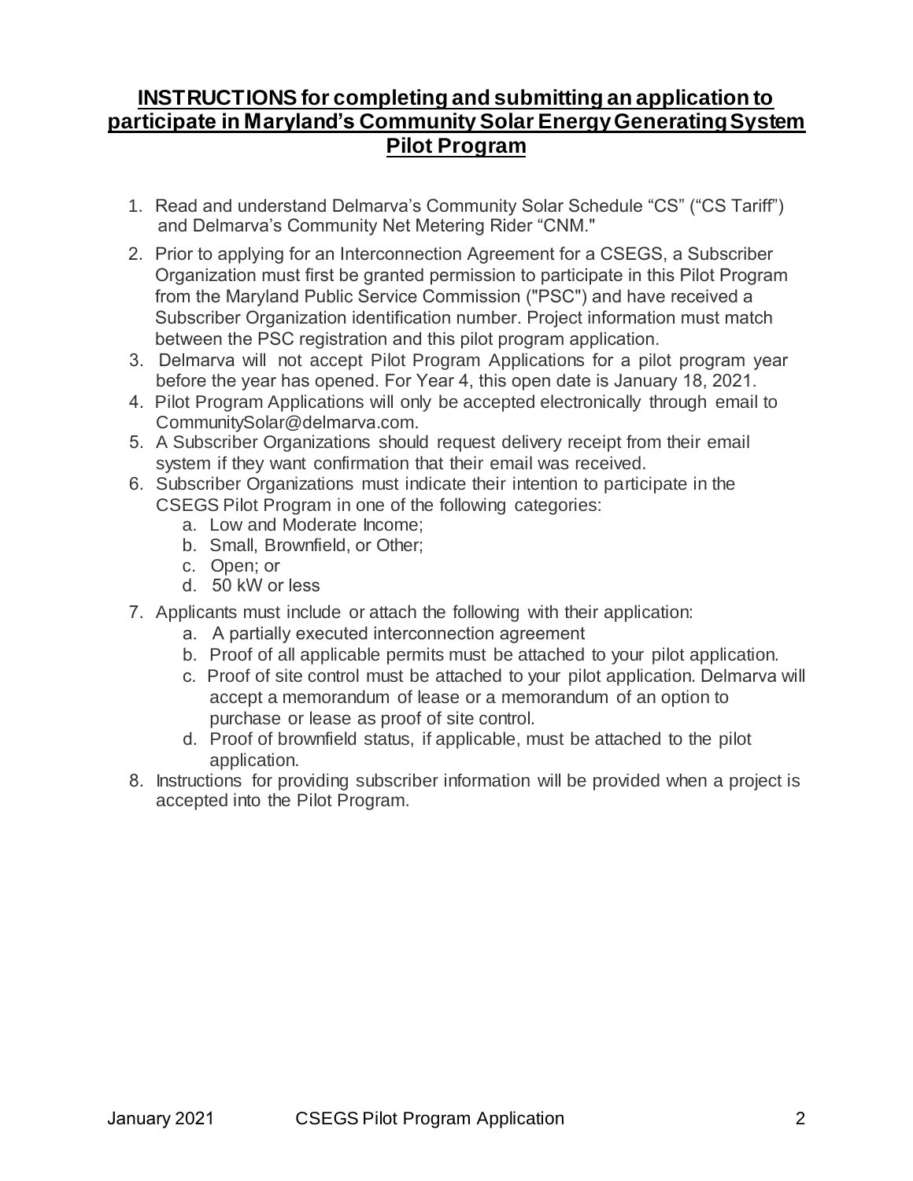# INSTRUCTIONS for completing and submitting an application to participate in Maryland's Community Solar Energy Generating System Pilot Program

1. Read and understand Delmarva's Community Solar Schedule "CS" ("CS Tariff") and Delmarva's Community Net Metering Rider "CNM."
2. Prior to applying for an Interconnection Agreement for a CSEGS, a Subscriber Organization must first be granted permission to participate in this Pilot Program from the Maryland Public Service Commission ("PSC") and have received a Subscriber Organization identification number. Project information must match between the PSC registration and this pilot program application.
3. Delmarva will not accept Pilot Program Applications for a pilot program year before the year has opened. For Year 4, this open date is January 18, 2021.
4. Pilot Program Applications will only be accepted electronically through email to CommunitySolar@delmarva.com.
5. A Subscriber Organizations should request delivery receipt from their email system if they want confirmation that their email was received.
6. Subscriber Organizations must indicate their intention to participate in the CSEGS Pilot Program in one of the following categories:
   a. Low and Moderate Income;
   b. Small, Brownfield, or Other;
   c. Open; or
   d. 50 kW or less
7. Applicants must include or attach the following with their application:
   a. A partially executed interconnection agreement
   b. Proof of all applicable permits must be attached to your pilot application.
   c. Proof of site control must be attached to your pilot application. Delmarva will accept a memorandum of lease or a memorandum of an option to purchase or lease as proof of site control.
   d. Proof of brownfield status, if applicable, must be attached to the pilot application.
8. Instructions for providing subscriber information will be provided when a project is accepted into the Pilot Program.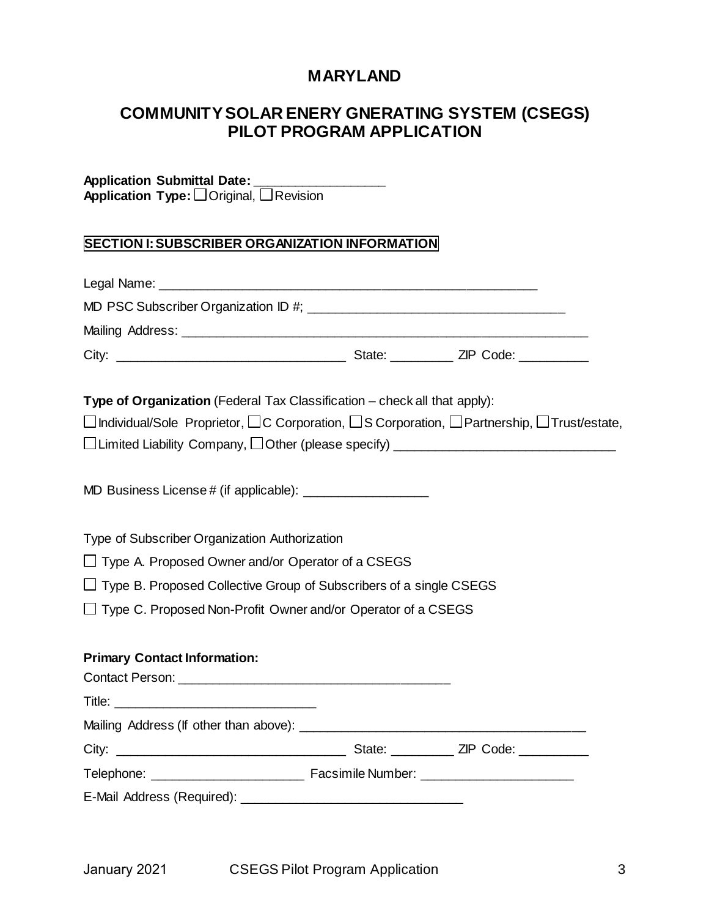# MARYLAND

## COMMUNITY SOLAR ENERY GNERATING SYSTEM (CSEGS) PILOT PROGRAM APPLICATION

**Application Submittal Date:** ________________
**Application Type:** ☐ Original, ☐ Revision

**SECTION I: SUBSCRIBER ORGANIZATION INFORMATION**

Legal Name: _______________________________________________________

MD PSC Subscriber Organization ID #; ____________________________________

Mailing Address: _______________________________________________________

City: ______________________________ State: ________ ZIP Code: _________

**Type of Organization** (Federal Tax Classification – check all that apply):

☐ Individual/Sole Proprietor, ☐ C Corporation, ☐ S Corporation, ☐ Partnership, ☐ Trust/estate, ☐ Limited Liability Company, ☐ Other (please specify) ____________________________

MD Business License # (if applicable): ________________

Type of Subscriber Organization Authorization

☐ Type A. Proposed Owner and/or Operator of a CSEGS

☐ Type B. Proposed Collective Group of Subscribers of a single CSEGS

☐ Type C. Proposed Non-Profit Owner and/or Operator of a CSEGS

**Primary Contact Information:**

Contact Person: ____________________________________

Title: ___________________________

Mailing Address (If other than above): ______________________________________

City: ______________________________ State: ________ ZIP Code: _________

Telephone: ____________________ Facsimile Number: ____________________

E-Mail Address (Required): ______________________________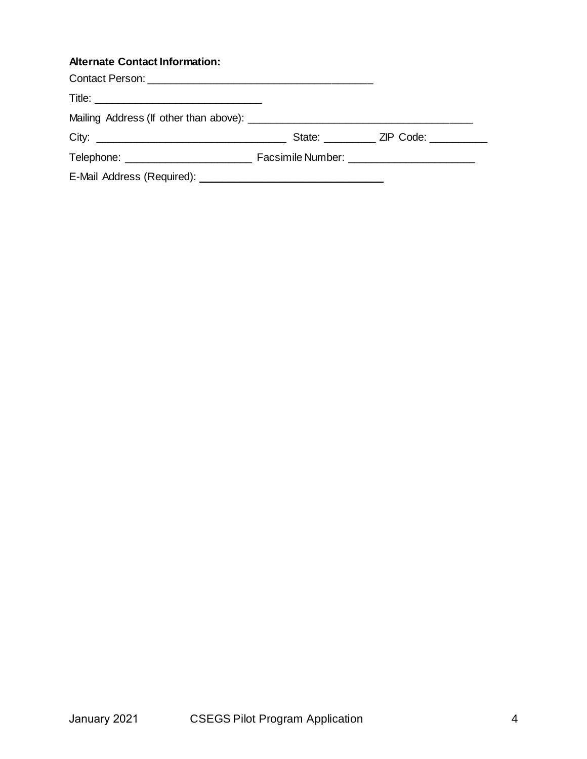**Alternate Contact Information:**

Contact Person: ______________________________________

Title: _____________________________

Mailing Address (If other than above): ______________________________________

City: _________________________________ State: _________ ZIP Code: __________

Telephone: _____________________ Facsimile Number: _____________________

E-Mail Address (Required): ________________________________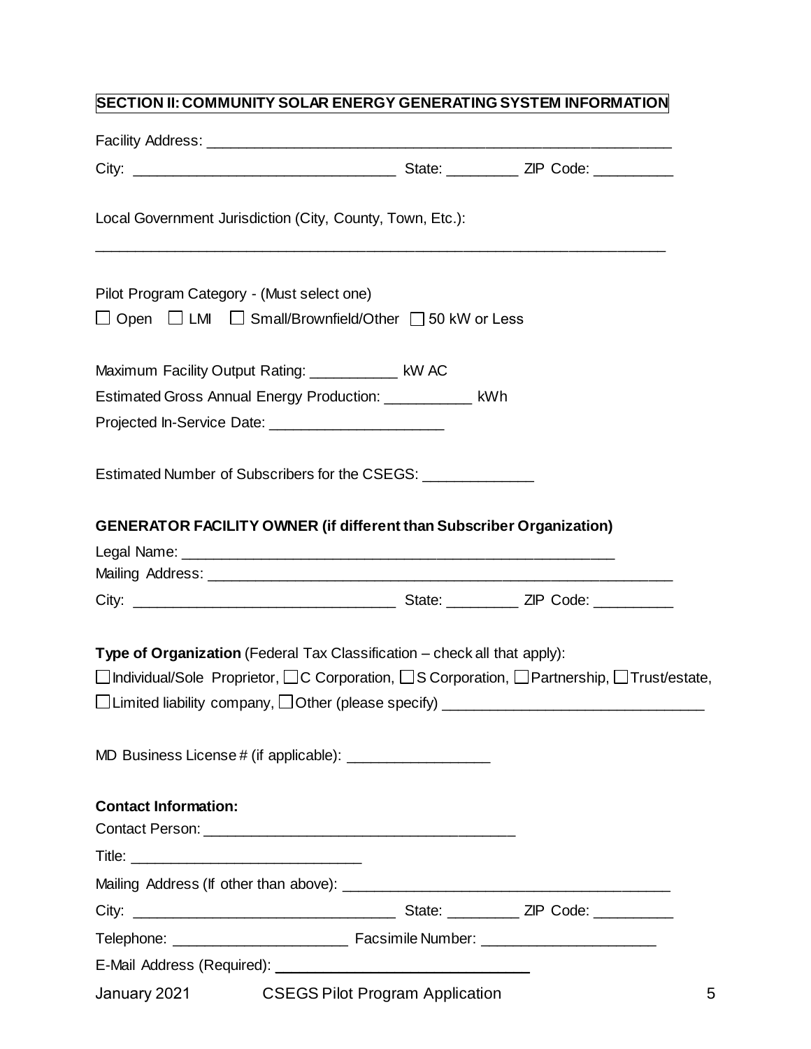## SECTION II: COMMUNITY SOLAR ENERGY GENERATING SYSTEM INFORMATION

Facility Address: ___________________________________________________________

City: ________________________________ State: _________ ZIP Code: __________

Local Government Jurisdiction (City, County, Town, Etc.):

___________________________________________________________________________

Pilot Program Category - (Must select one)

☐ Open ☐ LMI ☐ Small/Brownfield/Other ☐ 50 kW or Less

Maximum Facility Output Rating: ___________ kW AC

Estimated Gross Annual Energy Production: ___________ kWh

Projected In-Service Date: _____________________

Estimated Number of Subscribers for the CSEGS: _____________

**GENERATOR FACILITY OWNER (if different than Subscriber Organization)**

Legal Name: _____________________________________________________

Mailing Address: ___________________________________________________________

City: ________________________________ State: _________ ZIP Code: __________

**Type of Organization** (Federal Tax Classification – check all that apply):

☐ Individual/Sole Proprietor, ☐ C Corporation, ☐ S Corporation, ☐ Partnership, ☐ Trust/estate,

☐ Limited liability company, ☐ Other (please specify) ________________________________

MD Business License # (if applicable): _________________

**Contact Information:**

Contact Person: ______________________________________

Title: ____________________________

Mailing Address (If other than above): ________________________________________

City: ________________________________ State: _________ ZIP Code: __________

Telephone: _____________________ Facsimile Number: _____________________

E-Mail Address (Required): ______________________________

January 2021 CSEGS Pilot Program Application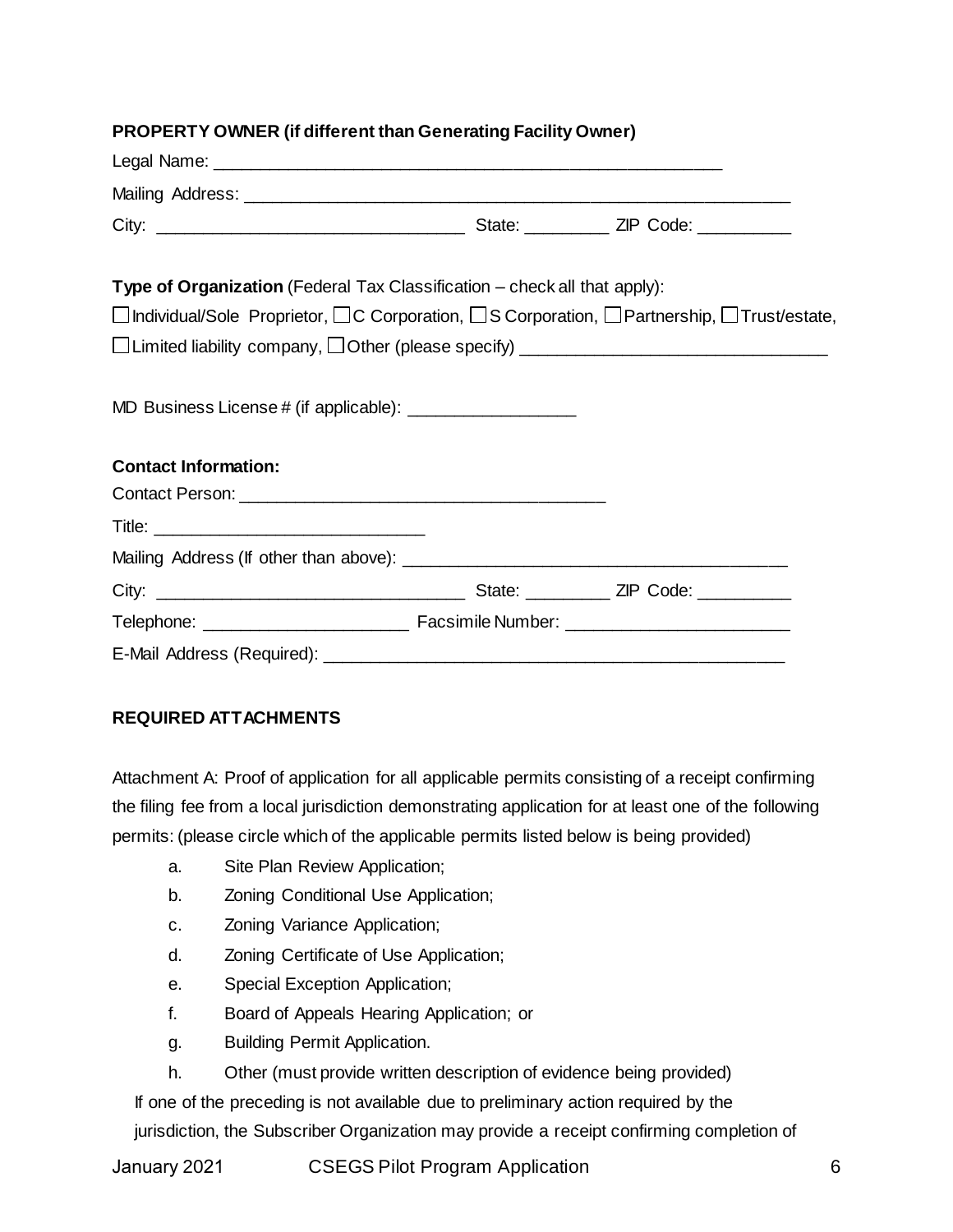**PROPERTY OWNER (if different than Generating Facility Owner)**

Legal Name: ______________________________________________________

Mailing Address: __________________________________________________________

City: ________________________________ State: _________ ZIP Code: __________

**Type of Organization** (Federal Tax Classification – check all that apply):

☐ Individual/Sole Proprietor, ☐ C Corporation, ☐ S Corporation, ☐ Partnership, ☐ Trust/estate,

☐ Limited liability company, ☐ Other (please specify) ________________________________

MD Business License # (if applicable): _________________

**Contact Information:**

Contact Person: _______________________________________

Title: _____________________________

Mailing Address (If other than above): _________________________________________

City: ________________________________ State: _________ ZIP Code: __________

Telephone: _____________________ Facsimile Number: _______________________

E-Mail Address (Required): __________________________________________________

**REQUIRED ATTACHMENTS**

Attachment A: Proof of application for all applicable permits consisting of a receipt confirming the filing fee from a local jurisdiction demonstrating application for at least one of the following permits: (please circle which of the applicable permits listed below is being provided)

a. Site Plan Review Application;
b. Zoning Conditional Use Application;
c. Zoning Variance Application;
d. Zoning Certificate of Use Application;
e. Special Exception Application;
f. Board of Appeals Hearing Application; or
g. Building Permit Application.
h. Other (must provide written description of evidence being provided)

If one of the preceding is not available due to preliminary action required by the jurisdiction, the Subscriber Organization may provide a receipt confirming completion of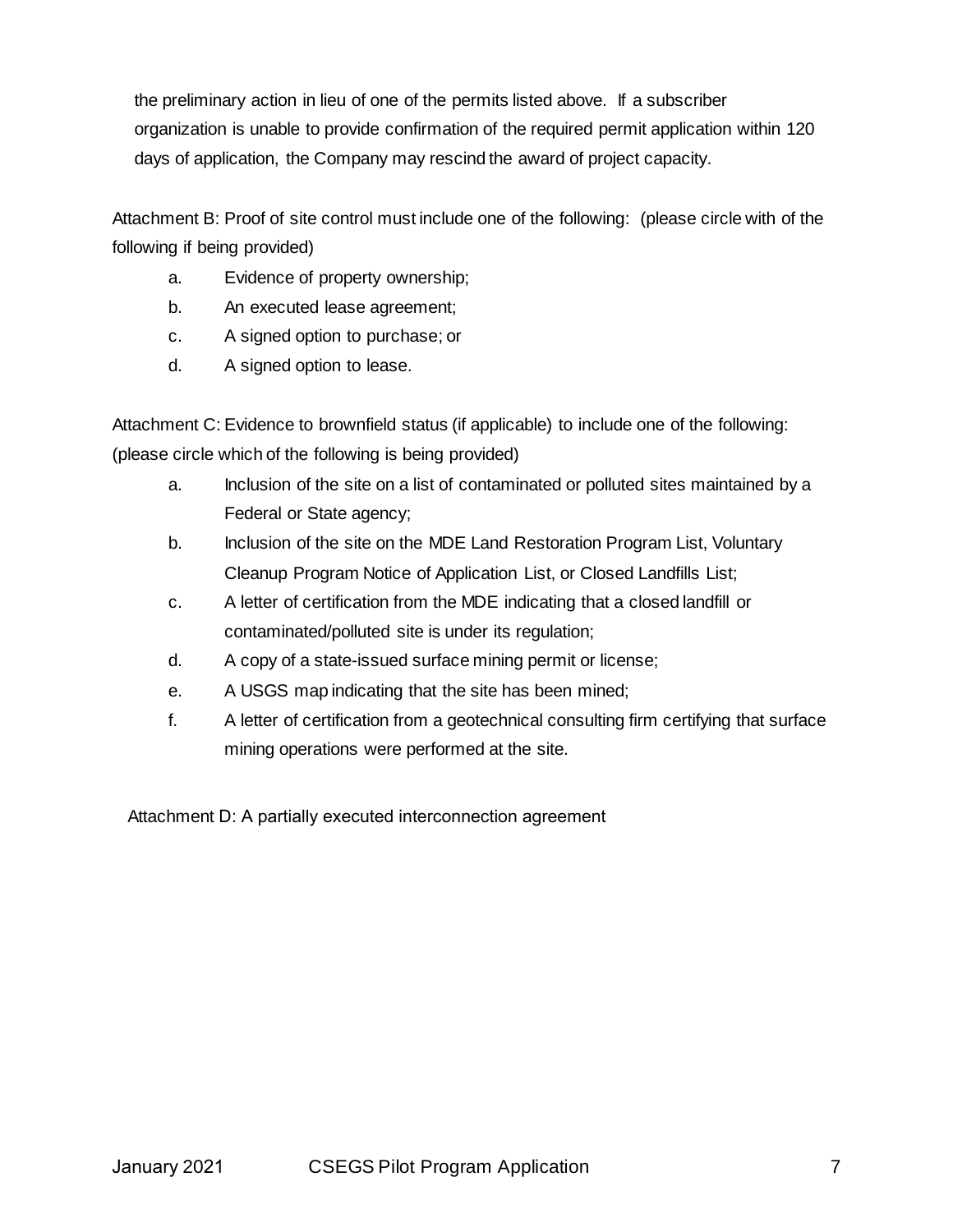the preliminary action in lieu of one of the permits listed above. If a subscriber organization is unable to provide confirmation of the required permit application within 120 days of application, the Company may rescind the award of project capacity.

Attachment B: Proof of site control must include one of the following: (please circle with of the following if being provided)

a. Evidence of property ownership;
b. An executed lease agreement;
c. A signed option to purchase; or
d. A signed option to lease.

Attachment C: Evidence to brownfield status (if applicable) to include one of the following: (please circle which of the following is being provided)

a. Inclusion of the site on a list of contaminated or polluted sites maintained by a Federal or State agency;
b. Inclusion of the site on the MDE Land Restoration Program List, Voluntary Cleanup Program Notice of Application List, or Closed Landfills List;
c. A letter of certification from the MDE indicating that a closed landfill or contaminated/polluted site is under its regulation;
d. A copy of a state-issued surface mining permit or license;
e. A USGS map indicating that the site has been mined;
f. A letter of certification from a geotechnical consulting firm certifying that surface mining operations were performed at the site.

Attachment D: A partially executed interconnection agreement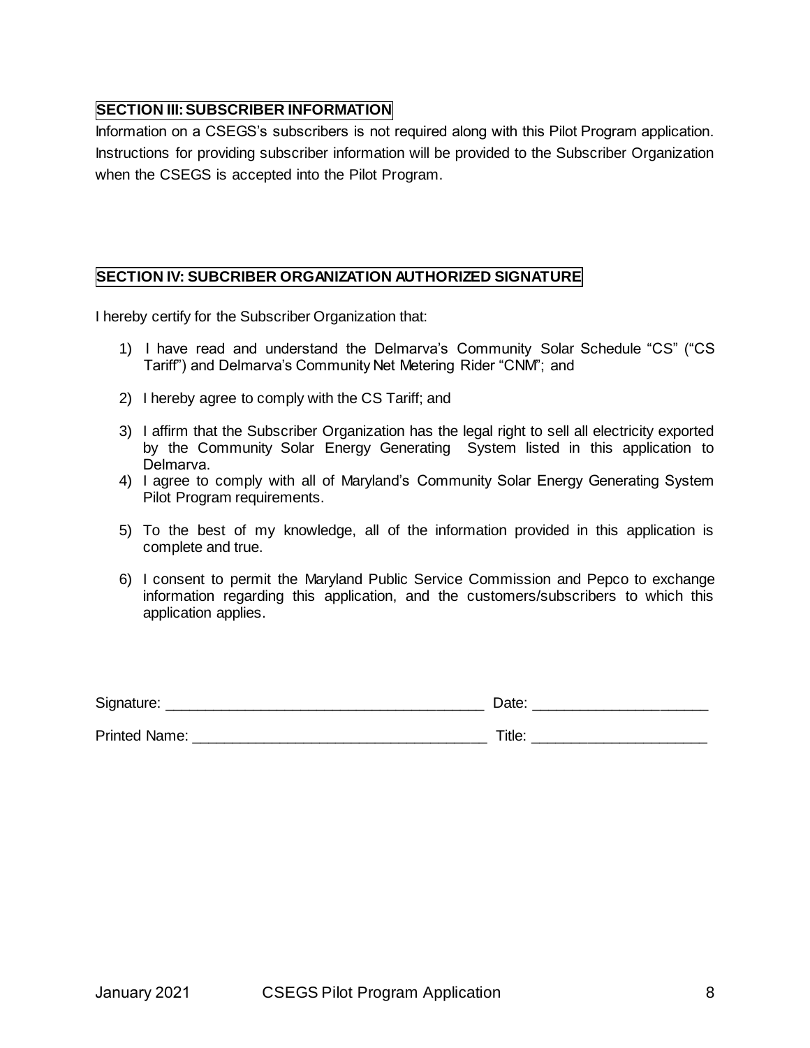## SECTION III: SUBSCRIBER INFORMATION

Information on a CSEGS's subscribers is not required along with this Pilot Program application. Instructions for providing subscriber information will be provided to the Subscriber Organization when the CSEGS is accepted into the Pilot Program.

## SECTION IV: SUBCRIBER ORGANIZATION AUTHORIZED SIGNATURE

I hereby certify for the Subscriber Organization that:

1) I have read and understand the Delmarva's Community Solar Schedule "CS" ("CS Tariff") and Delmarva's Community Net Metering Rider "CNM"; and

2) I hereby agree to comply with the CS Tariff; and

3) I affirm that the Subscriber Organization has the legal right to sell all electricity exported by the Community Solar Energy Generating System listed in this application to Delmarva.

4) I agree to comply with all of Maryland's Community Solar Energy Generating System Pilot Program requirements.

5) To the best of my knowledge, all of the information provided in this application is complete and true.

6) I consent to permit the Maryland Public Service Commission and Pepco to exchange information regarding this application, and the customers/subscribers to which this application applies.

Signature: ______________________________________ Date: _____________________

Printed Name: ____________________________________ Title: _____________________